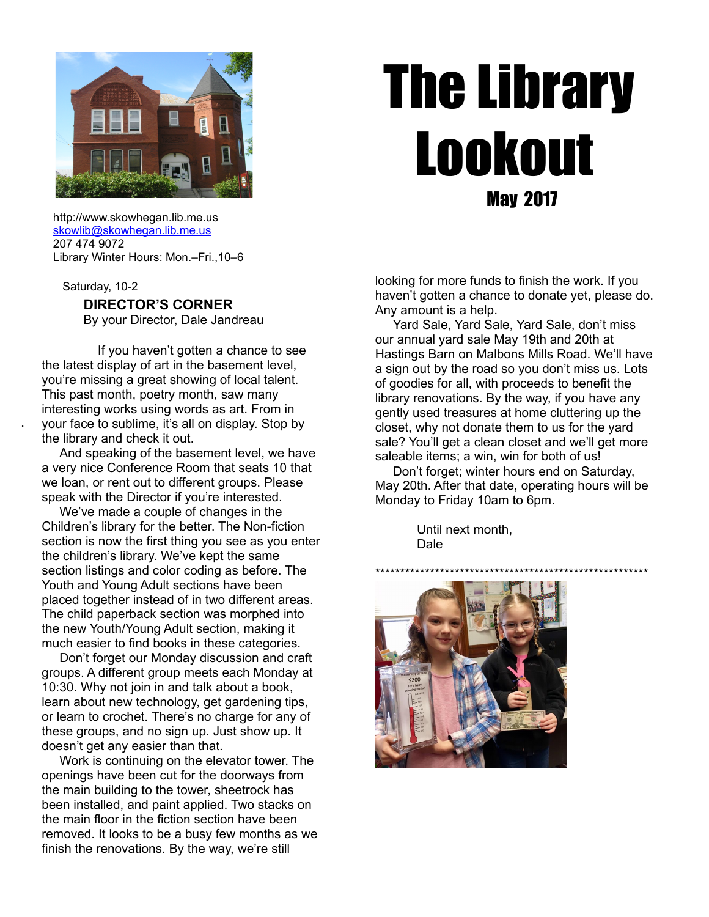# The Library Lookout

## May 2017

http://www.skowhegan.lib.me.us
skowlib@skowhegan.lib.me.us
207 474 9072
Library Winter Hours: Mon.–Fri.,10–6

Saturday, 10-2

### DIRECTOR'S CORNER

By your Director, Dale Jandreau

If you haven't gotten a chance to see the latest display of art in the basement level, you're missing a great showing of local talent. This past month, poetry month, saw many interesting works using words as art. From in your face to sublime, it's all on display. Stop by the library and check it out.

And speaking of the basement level, we have a very nice Conference Room that seats 10 that we loan, or rent out to different groups. Please speak with the Director if you're interested.

We've made a couple of changes in the Children's library for the better. The Non-fiction section is now the first thing you see as you enter the children's library. We've kept the same section listings and color coding as before. The Youth and Young Adult sections have been placed together instead of in two different areas. The child paperback section was morphed into the new Youth/Young Adult section, making it much easier to find books in these categories.

Don't forget our Monday discussion and craft groups. A different group meets each Monday at 10:30. Why not join in and talk about a book, learn about new technology, get gardening tips, or learn to crochet. There's no charge for any of these groups, and no sign up. Just show up. It doesn't get any easier than that.

Work is continuing on the elevator tower. The openings have been cut for the doorways from the main building to the tower, sheetrock has been installed, and paint applied. Two stacks on the main floor in the fiction section have been removed. It looks to be a busy few months as we finish the renovations. By the way, we're still looking for more funds to finish the work. If you haven't gotten a chance to donate yet, please do. Any amount is a help.

Yard Sale, Yard Sale, Yard Sale, don't miss our annual yard sale May 19th and 20th at Hastings Barn on Malbons Mills Road. We'll have a sign out by the road so you don't miss us. Lots of goodies for all, with proceeds to benefit the library renovations. By the way, if you have any gently used treasures at home cluttering up the closet, why not donate them to us for the yard sale? You'll get a clean closet and we'll get more saleable items; a win, win for both of us!

Don't forget; winter hours end on Saturday, May 20th. After that date, operating hours will be Monday to Friday 10am to 6pm.

Until next month,
Dale

*********************************************************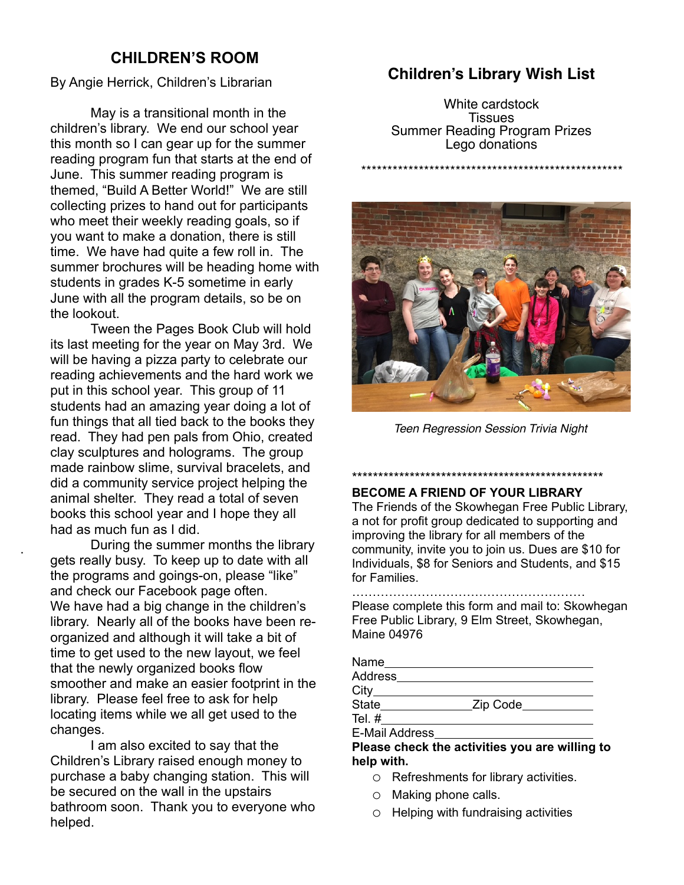## CHILDREN'S ROOM

By Angie Herrick, Children's Librarian

May is a transitional month in the children's library. We end our school year this month so I can gear up for the summer reading program fun that starts at the end of June. This summer reading program is themed, "Build A Better World!" We are still collecting prizes to hand out for participants who meet their weekly reading goals, so if you want to make a donation, there is still time. We have had quite a few roll in. The summer brochures will be heading home with students in grades K-5 sometime in early June with all the program details, so be on the lookout.

Tween the Pages Book Club will hold its last meeting for the year on May 3rd. We will be having a pizza party to celebrate our reading achievements and the hard work we put in this school year. This group of 11 students had an amazing year doing a lot of fun things that all tied back to the books they read. They had pen pals from Ohio, created clay sculptures and holograms. The group made rainbow slime, survival bracelets, and did a community service project helping the animal shelter. They read a total of seven books this school year and I hope they all had as much fun as I did.

During the summer months the library gets really busy. To keep up to date with all the programs and goings-on, please "like" and check our Facebook page often. We have had a big change in the children's library. Nearly all of the books have been re-organized and although it will take a bit of time to get used to the new layout, we feel that the newly organized books flow smoother and make an easier footprint in the library. Please feel free to ask for help locating items while we all get used to the changes.

I am also excited to say that the Children's Library raised enough money to purchase a baby changing station. This will be secured on the wall in the upstairs bathroom soon. Thank you to everyone who helped.

## Children's Library Wish List

White cardstock
Tissues
Summer Reading Program Prizes
Lego donations

****************************************************

*Teen Regression Session Trivia Night*

****************************************************

**BECOME A FRIEND OF YOUR LIBRARY**

The Friends of the Skowhegan Free Public Library, a not for profit group dedicated to supporting and improving the library for all members of the community, invite you to join us. Dues are $10 for Individuals, $8 for Seniors and Students, and $15 for Families.

…………………………………………………

Please complete this form and mail to: Skowhegan Free Public Library, 9 Elm Street, Skowhegan, Maine 04976

Name________________________________
Address______________________________
City_________________________________
State_____________ Zip Code___________
Tel. #________________________________
E-Mail Address________________________

**Please check the activities you are willing to help with.**

- ○ Refreshments for library activities.
- ○ Making phone calls.
- ○ Helping with fundraising activities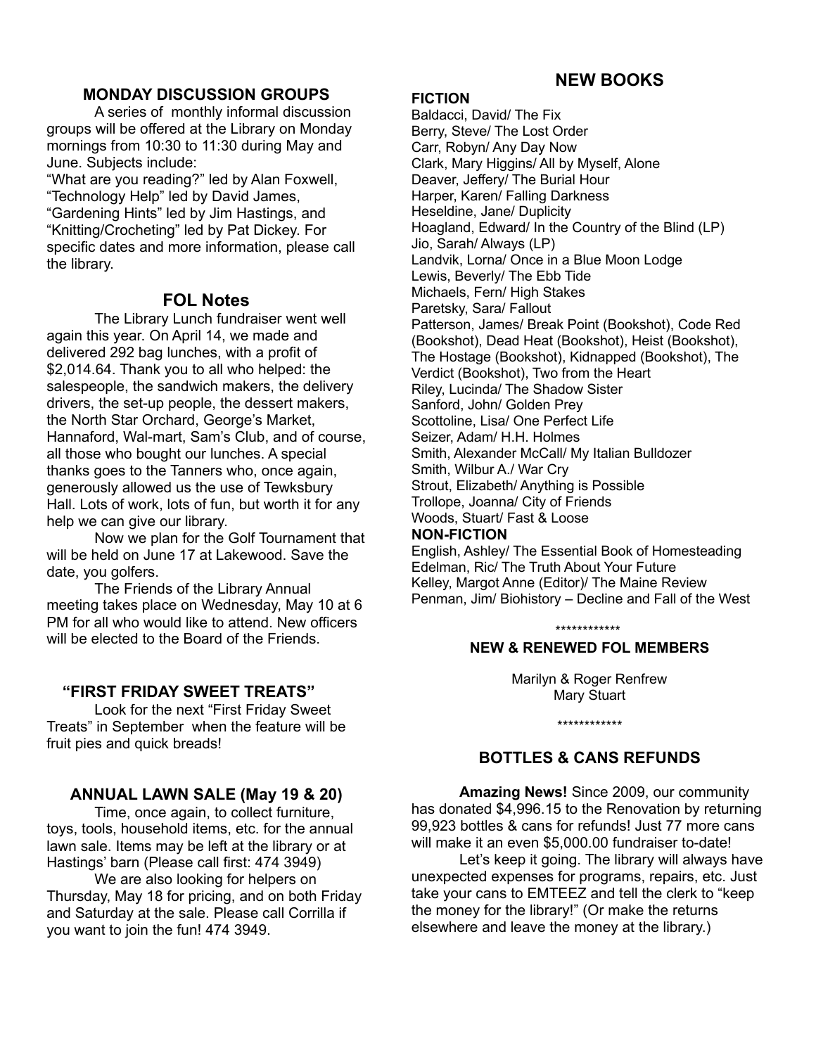## MONDAY DISCUSSION GROUPS

A series of monthly informal discussion groups will be offered at the Library on Monday mornings from 10:30 to 11:30 during May and June. Subjects include:
"What are you reading?" led by Alan Foxwell, "Technology Help" led by David James, "Gardening Hints" led by Jim Hastings, and "Knitting/Crocheting" led by Pat Dickey. For specific dates and more information, please call the library.

## FOL Notes

The Library Lunch fundraiser went well again this year. On April 14, we made and delivered 292 bag lunches, with a profit of $2,014.64. Thank you to all who helped: the salespeople, the sandwich makers, the delivery drivers, the set-up people, the dessert makers, the North Star Orchard, George's Market, Hannaford, Wal-mart, Sam's Club, and of course, all those who bought our lunches. A special thanks goes to the Tanners who, once again, generously allowed us the use of Tewksbury Hall. Lots of work, lots of fun, but worth it for any help we can give our library.

Now we plan for the Golf Tournament that will be held on June 17 at Lakewood. Save the date, you golfers.

The Friends of the Library Annual meeting takes place on Wednesday, May 10 at 6 PM for all who would like to attend. New officers will be elected to the Board of the Friends.

## "FIRST FRIDAY SWEET TREATS"

Look for the next "First Friday Sweet Treats" in September when the feature will be fruit pies and quick breads!

## ANNUAL LAWN SALE (May 19 & 20)

Time, once again, to collect furniture, toys, tools, household items, etc. for the annual lawn sale. Items may be left at the library or at Hastings' barn (Please call first: 474 3949)

We are also looking for helpers on Thursday, May 18 for pricing, and on both Friday and Saturday at the sale. Please call Corrilla if you want to join the fun! 474 3949.

## NEW BOOKS

**FICTION**

Baldacci, David/ The Fix
Berry, Steve/ The Lost Order
Carr, Robyn/ Any Day Now
Clark, Mary Higgins/ All by Myself, Alone
Deaver, Jeffery/ The Burial Hour
Harper, Karen/ Falling Darkness
Heseldine, Jane/ Duplicity
Hoagland, Edward/ In the Country of the Blind (LP)
Jio, Sarah/ Always (LP)
Landvik, Lorna/ Once in a Blue Moon Lodge
Lewis, Beverly/ The Ebb Tide
Michaels, Fern/ High Stakes
Paretsky, Sara/ Fallout
Patterson, James/ Break Point (Bookshot), Code Red (Bookshot), Dead Heat (Bookshot), Heist (Bookshot), The Hostage (Bookshot), Kidnapped (Bookshot), The Verdict (Bookshot), Two from the Heart
Riley, Lucinda/ The Shadow Sister
Sanford, John/ Golden Prey
Scottoline, Lisa/ One Perfect Life
Seizer, Adam/ H.H. Holmes
Smith, Alexander McCall/ My Italian Bulldozer
Smith, Wilbur A./ War Cry
Strout, Elizabeth/ Anything is Possible
Trollope, Joanna/ City of Friends
Woods, Stuart/ Fast & Loose

**NON-FICTION**

English, Ashley/ The Essential Book of Homesteading
Edelman, Ric/ The Truth About Your Future
Kelley, Margot Anne (Editor)/ The Maine Review
Penman, Jim/ Biohistory – Decline and Fall of the West

************

### NEW & RENEWED FOL MEMBERS

Marilyn & Roger Renfrew
Mary Stuart

************

## BOTTLES & CANS REFUNDS

**Amazing News!** Since 2009, our community has donated $4,996.15 to the Renovation by returning 99,923 bottles & cans for refunds! Just 77 more cans will make it an even $5,000.00 fundraiser to-date!

Let's keep it going. The library will always have unexpected expenses for programs, repairs, etc. Just take your cans to EMTEEZ and tell the clerk to "keep the money for the library!" (Or make the returns elsewhere and leave the money at the library.)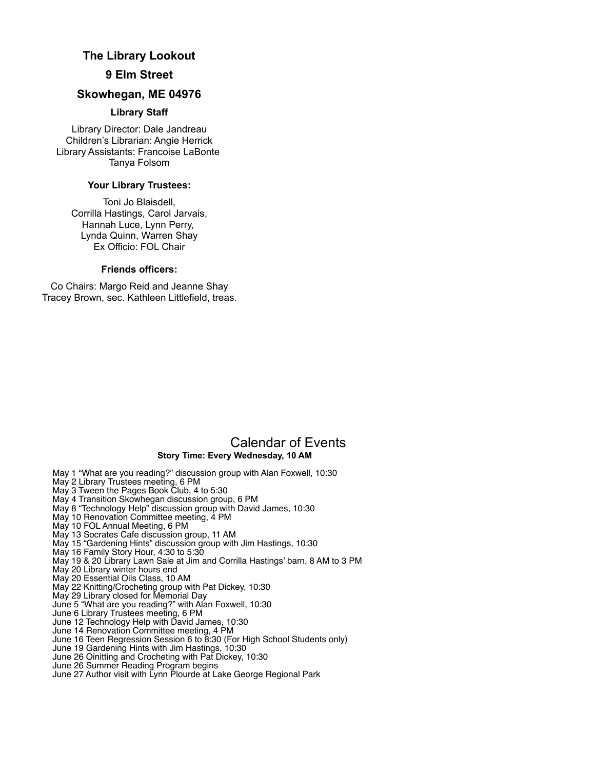**The Library Lookout**

**9 Elm Street**

**Skowhegan, ME 04976**

**Library Staff**

Library Director: Dale Jandreau
Children's Librarian: Angie Herrick
Library Assistants: Francoise LaBonte
Tanya Folsom

**Your Library Trustees:**

Toni Jo Blaisdell,
Corrilla Hastings, Carol Jarvais,
Hannah Luce, Lynn Perry,
Lynda Quinn, Warren Shay
Ex Officio: FOL Chair

**Friends officers:**

Co Chairs: Margo Reid and Jeanne Shay
Tracey Brown, sec. Kathleen Littlefield, treas.

## Calendar of Events

**Story Time: Every Wednesday, 10 AM**

May 1 "What are you reading?" discussion group with Alan Foxwell, 10:30
May 2 Library Trustees meeting, 6 PM
May 3 Tween the Pages Book Club, 4 to 5:30
May 4 Transition Skowhegan discussion group, 6 PM
May 8 "Technology Help" discussion group with David James, 10:30
May 10 Renovation Committee meeting, 4 PM
May 10 FOL Annual Meeting, 6 PM
May 13 Socrates Cafe discussion group, 11 AM
May 15 "Gardening Hints" discussion group with Jim Hastings, 10:30
May 16 Family Story Hour, 4:30 to 5:30
May 19 & 20 Library Lawn Sale at Jim and Corrilla Hastings' barn, 8 AM to 3 PM
May 20 Library winter hours end
May 20 Essential Oils Class, 10 AM
May 22 Knitting/Crocheting group with Pat Dickey, 10:30
May 29 Library closed for Memorial Day
June 5 "What are you reading?" with Alan Foxwell, 10:30
June 6 Library Trustees meeting, 6 PM
June 12 Technology Help with David James, 10:30
June 14 Renovation Committee meeting, 4 PM
June 16 Teen Regression Session 6 to 8:30 (For High School Students only)
June 19 Gardening Hints with Jim Hastings, 10:30
June 26 Oinitting and Crocheting with Pat Dickey, 10:30
June 26 Summer Reading Program begins
June 27 Author visit with Lynn Plourde at Lake George Regional Park